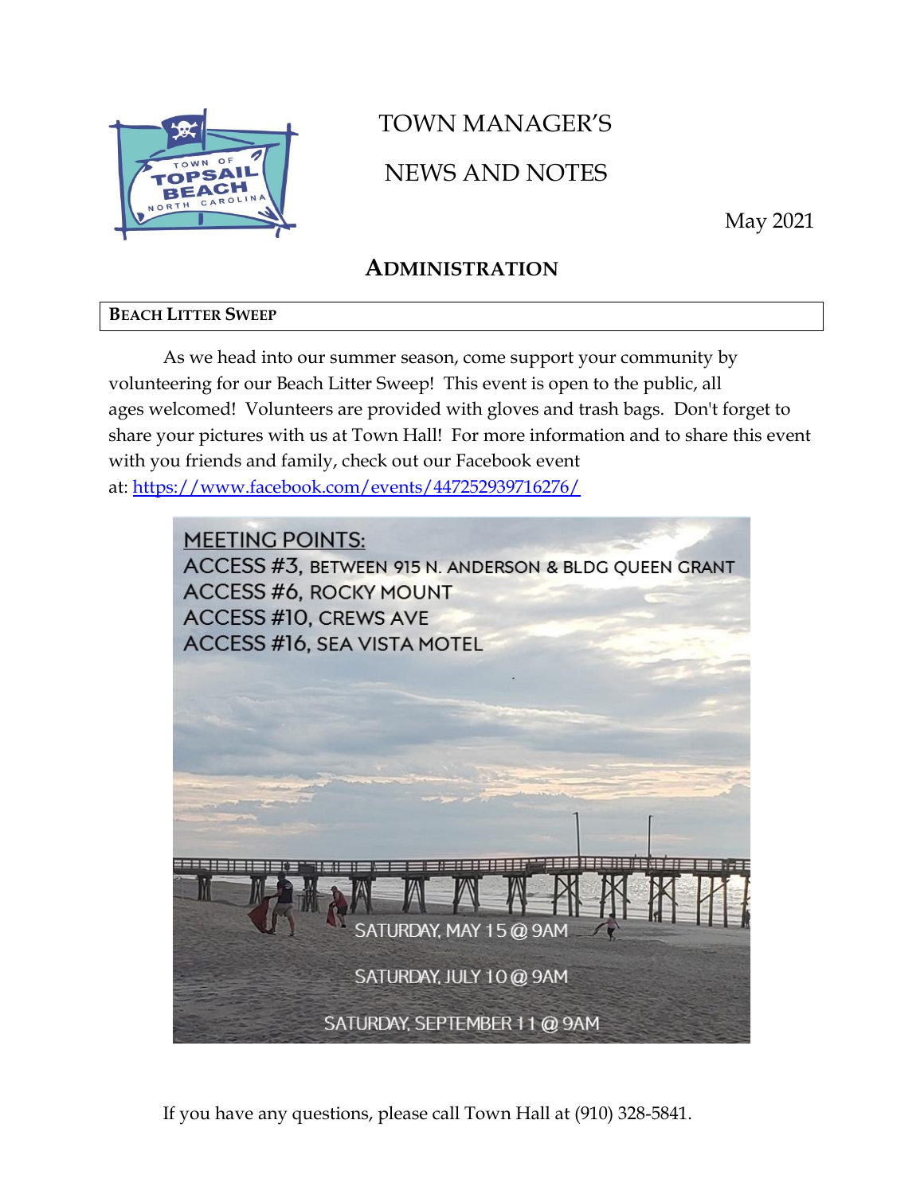# TOWN MANAGER'S

# NEWS AND NOTES

May 2021

## ADMINISTRATION

### BEACH LITTER SWEEP

As we head into our summer season, come support your community by volunteering for our Beach Litter Sweep! This event is open to the public, all ages welcomed! Volunteers are provided with gloves and trash bags. Don't forget to share your pictures with us at Town Hall! For more information and to share this event with you friends and family, check out our Facebook event at: https://www.facebook.com/events/447252939716276/

MEETING POINTS:
ACCESS #3, BETWEEN 915 N. ANDERSON & BLDG QUEEN GRANT
ACCESS #6, ROCKY MOUNT
ACCESS #10, CREWS AVE
ACCESS #16, SEA VISTA MOTEL

SATURDAY, MAY 15 @ 9AM

SATURDAY, JULY 10 @ 9AM

SATURDAY, SEPTEMBER 11 @ 9AM

If you have any questions, please call Town Hall at (910) 328-5841.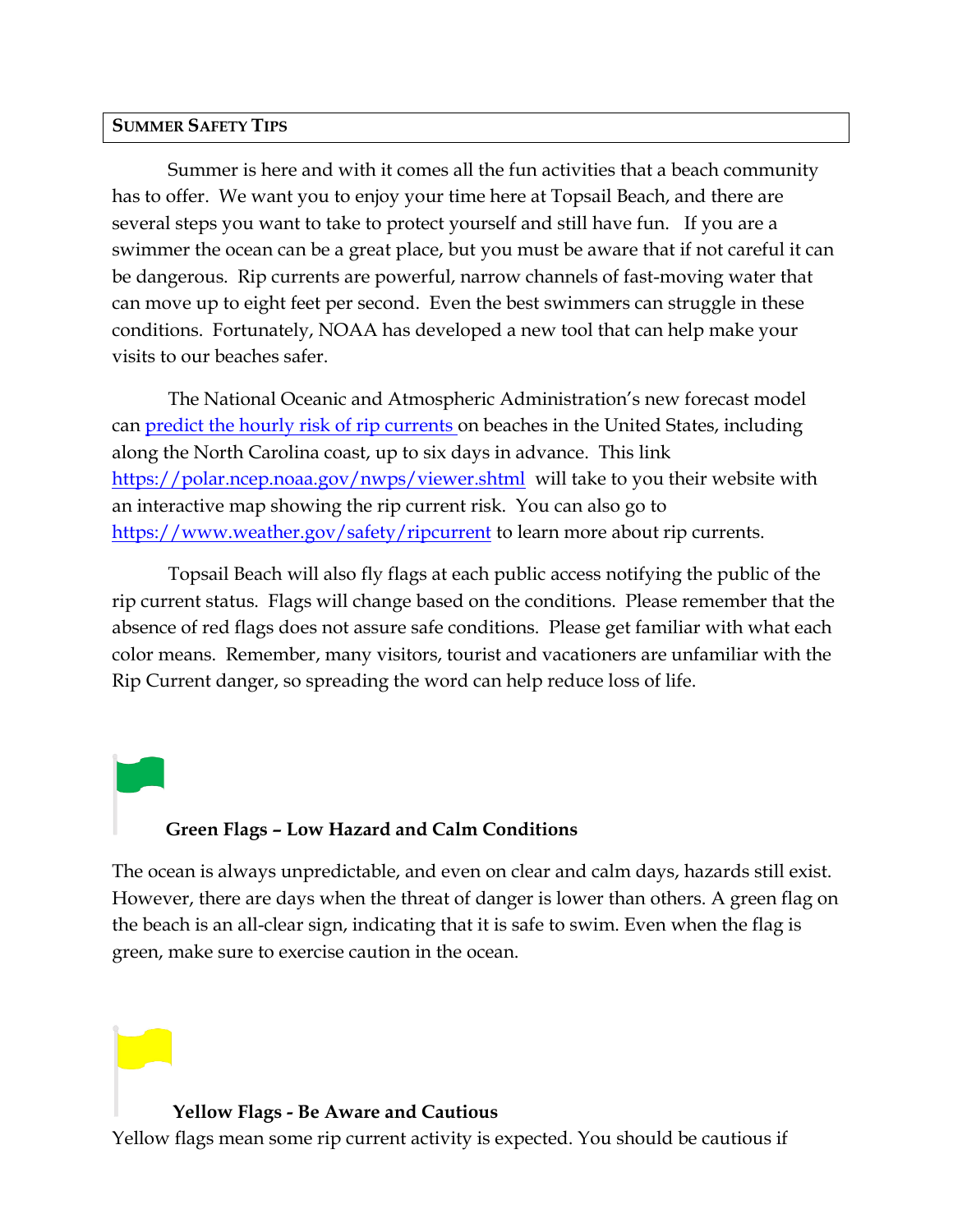## Summer Safety Tips

Summer is here and with it comes all the fun activities that a beach community has to offer. We want you to enjoy your time here at Topsail Beach, and there are several steps you want to take to protect yourself and still have fun. If you are a swimmer the ocean can be a great place, but you must be aware that if not careful it can be dangerous. Rip currents are powerful, narrow channels of fast-moving water that can move up to eight feet per second. Even the best swimmers can struggle in these conditions. Fortunately, NOAA has developed a new tool that can help make your visits to our beaches safer.

The National Oceanic and Atmospheric Administration's new forecast model can predict the hourly risk of rip currents on beaches in the United States, including along the North Carolina coast, up to six days in advance. This link https://polar.ncep.noaa.gov/nwps/viewer.shtml will take to you their website with an interactive map showing the rip current risk. You can also go to https://www.weather.gov/safety/ripcurrent to learn more about rip currents.

Topsail Beach will also fly flags at each public access notifying the public of the rip current status. Flags will change based on the conditions. Please remember that the absence of red flags does not assure safe conditions. Please get familiar with what each color means. Remember, many visitors, tourist and vacationers are unfamiliar with the Rip Current danger, so spreading the word can help reduce loss of life.

**Green Flags – Low Hazard and Calm Conditions**

The ocean is always unpredictable, and even on clear and calm days, hazards still exist. However, there are days when the threat of danger is lower than others. A green flag on the beach is an all-clear sign, indicating that it is safe to swim. Even when the flag is green, make sure to exercise caution in the ocean.

**Yellow Flags - Be Aware and Cautious**

Yellow flags mean some rip current activity is expected. You should be cautious if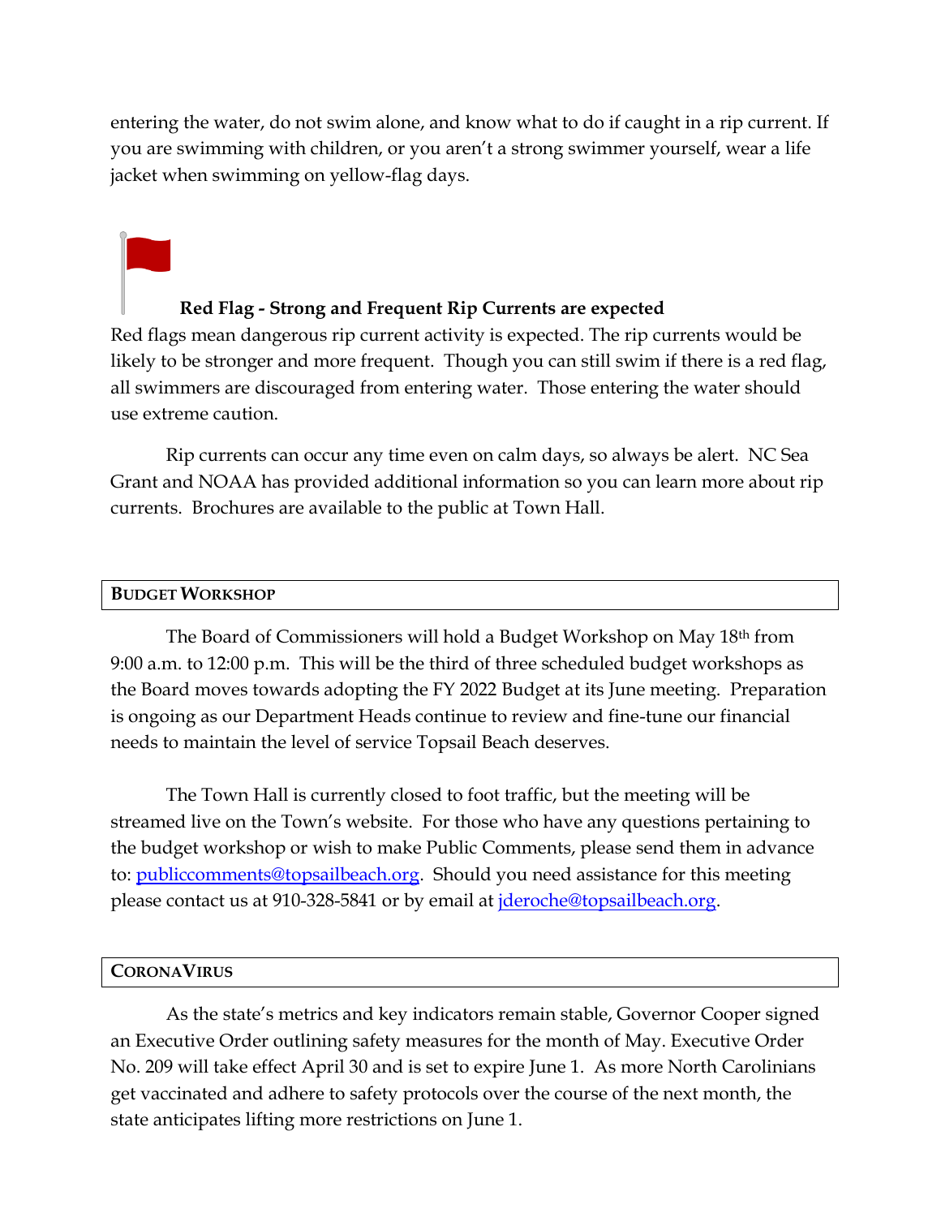entering the water, do not swim alone, and know what to do if caught in a rip current. If you are swimming with children, or you aren't a strong swimmer yourself, wear a life jacket when swimming on yellow-flag days.

**Red Flag - Strong and Frequent Rip Currents are expected**

Red flags mean dangerous rip current activity is expected. The rip currents would be likely to be stronger and more frequent. Though you can still swim if there is a red flag, all swimmers are discouraged from entering water. Those entering the water should use extreme caution.

Rip currents can occur any time even on calm days, so always be alert. NC Sea Grant and NOAA has provided additional information so you can learn more about rip currents. Brochures are available to the public at Town Hall.

## BUDGET WORKSHOP

The Board of Commissioners will hold a Budget Workshop on May 18th from 9:00 a.m. to 12:00 p.m. This will be the third of three scheduled budget workshops as the Board moves towards adopting the FY 2022 Budget at its June meeting. Preparation is ongoing as our Department Heads continue to review and fine-tune our financial needs to maintain the level of service Topsail Beach deserves.

The Town Hall is currently closed to foot traffic, but the meeting will be streamed live on the Town's website. For those who have any questions pertaining to the budget workshop or wish to make Public Comments, please send them in advance to: publiccomments@topsailbeach.org. Should you need assistance for this meeting please contact us at 910-328-5841 or by email at jderoche@topsailbeach.org.

## CORONAVIRUS

As the state's metrics and key indicators remain stable, Governor Cooper signed an Executive Order outlining safety measures for the month of May. Executive Order No. 209 will take effect April 30 and is set to expire June 1. As more North Carolinians get vaccinated and adhere to safety protocols over the course of the next month, the state anticipates lifting more restrictions on June 1.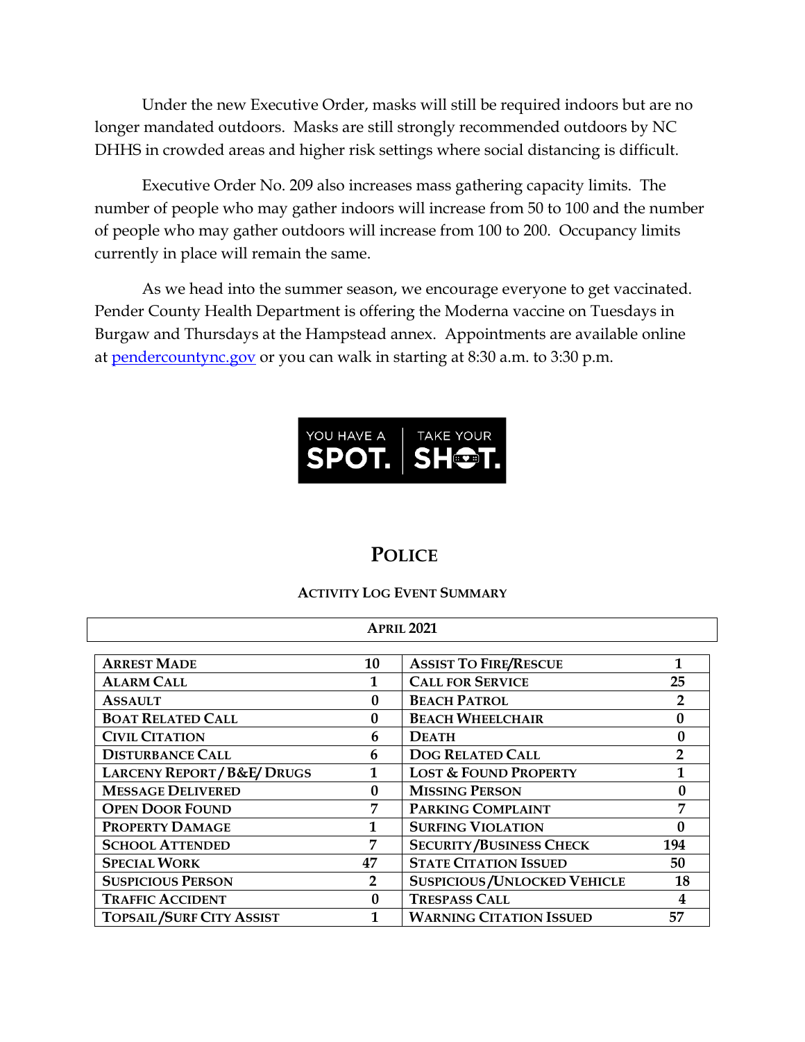Under the new Executive Order, masks will still be required indoors but are no longer mandated outdoors. Masks are still strongly recommended outdoors by NC DHHS in crowded areas and higher risk settings where social distancing is difficult.

Executive Order No. 209 also increases mass gathering capacity limits. The number of people who may gather indoors will increase from 50 to 100 and the number of people who may gather outdoors will increase from 100 to 200. Occupancy limits currently in place will remain the same.

As we head into the summer season, we encourage everyone to get vaccinated. Pender County Health Department is offering the Moderna vaccine on Tuesdays in Burgaw and Thursdays at the Hampstead annex. Appointments are available online at [pendercountync.gov](pendercountync.gov) or you can walk in starting at 8:30 a.m. to 3:30 p.m.

YOU HAVE A SPOT. | TAKE YOUR SHOT.

## POLICE

### ACTIVITY LOG EVENT SUMMARY

**APRIL 2021**

| | | | |
|---|---|---|---|
| ARREST MADE | 10 | ASSIST TO FIRE/RESCUE | 1 |
| ALARM CALL | 1 | CALL FOR SERVICE | 25 |
| ASSAULT | 0 | BEACH PATROL | 2 |
| BOAT RELATED CALL | 0 | BEACH WHEELCHAIR | 0 |
| CIVIL CITATION | 6 | DEATH | 0 |
| DISTURBANCE CALL | 6 | DOG RELATED CALL | 2 |
| LARCENY REPORT / B&E/ DRUGS | 1 | LOST & FOUND PROPERTY | 1 |
| MESSAGE DELIVERED | 0 | MISSING PERSON | 0 |
| OPEN DOOR FOUND | 7 | PARKING COMPLAINT | 7 |
| PROPERTY DAMAGE | 1 | SURFING VIOLATION | 0 |
| SCHOOL ATTENDED | 7 | SECURITY /BUSINESS CHECK | 194 |
| SPECIAL WORK | 47 | STATE CITATION ISSUED | 50 |
| SUSPICIOUS PERSON | 2 | SUSPICIOUS /UNLOCKED VEHICLE | 18 |
| TRAFFIC ACCIDENT | 0 | TRESPASS CALL | 4 |
| TOPSAIL /SURF CITY ASSIST | 1 | WARNING CITATION ISSUED | 57 |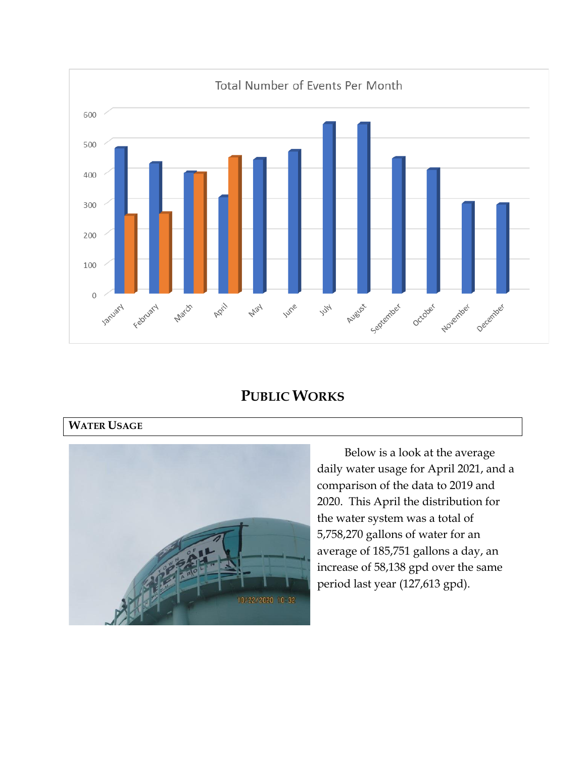Total Number of Events Per Month

# PUBLIC WORKS

## WATER USAGE

Below is a look at the average daily water usage for April 2021, and a comparison of the data to 2019 and 2020. This April the distribution for the water system was a total of 5,758,270 gallons of water for an average of 185,751 gallons a day, an increase of 58,138 gpd over the same period last year (127,613 gpd).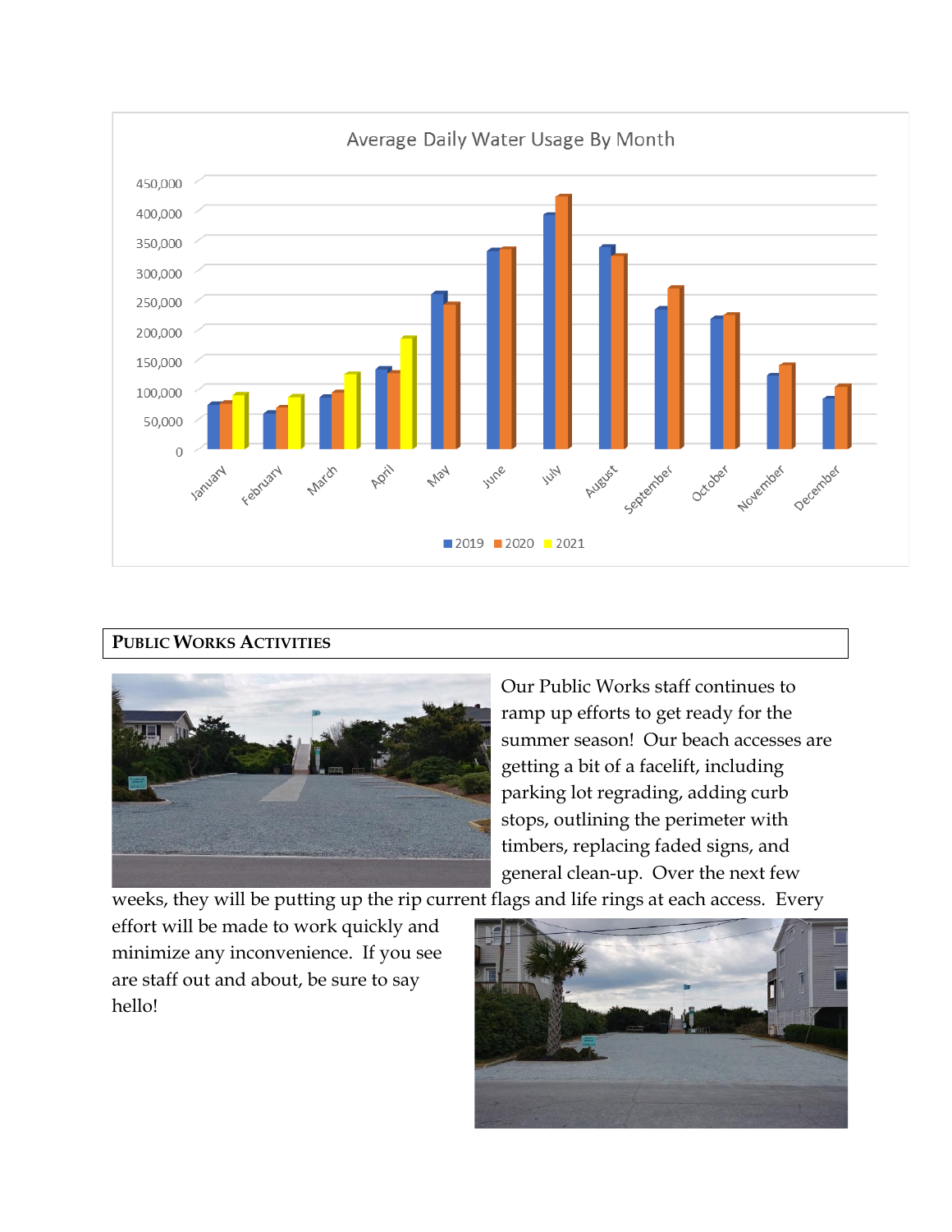Average Daily Water Usage By Month

## PUBLIC WORKS ACTIVITIES

Our Public Works staff continues to ramp up efforts to get ready for the summer season! Our beach accesses are getting a bit of a facelift, including parking lot regrading, adding curb stops, outlining the perimeter with timbers, replacing faded signs, and general clean-up. Over the next few weeks, they will be putting up the rip current flags and life rings at each access. Every effort will be made to work quickly and minimize any inconvenience. If you see are staff out and about, be sure to say hello!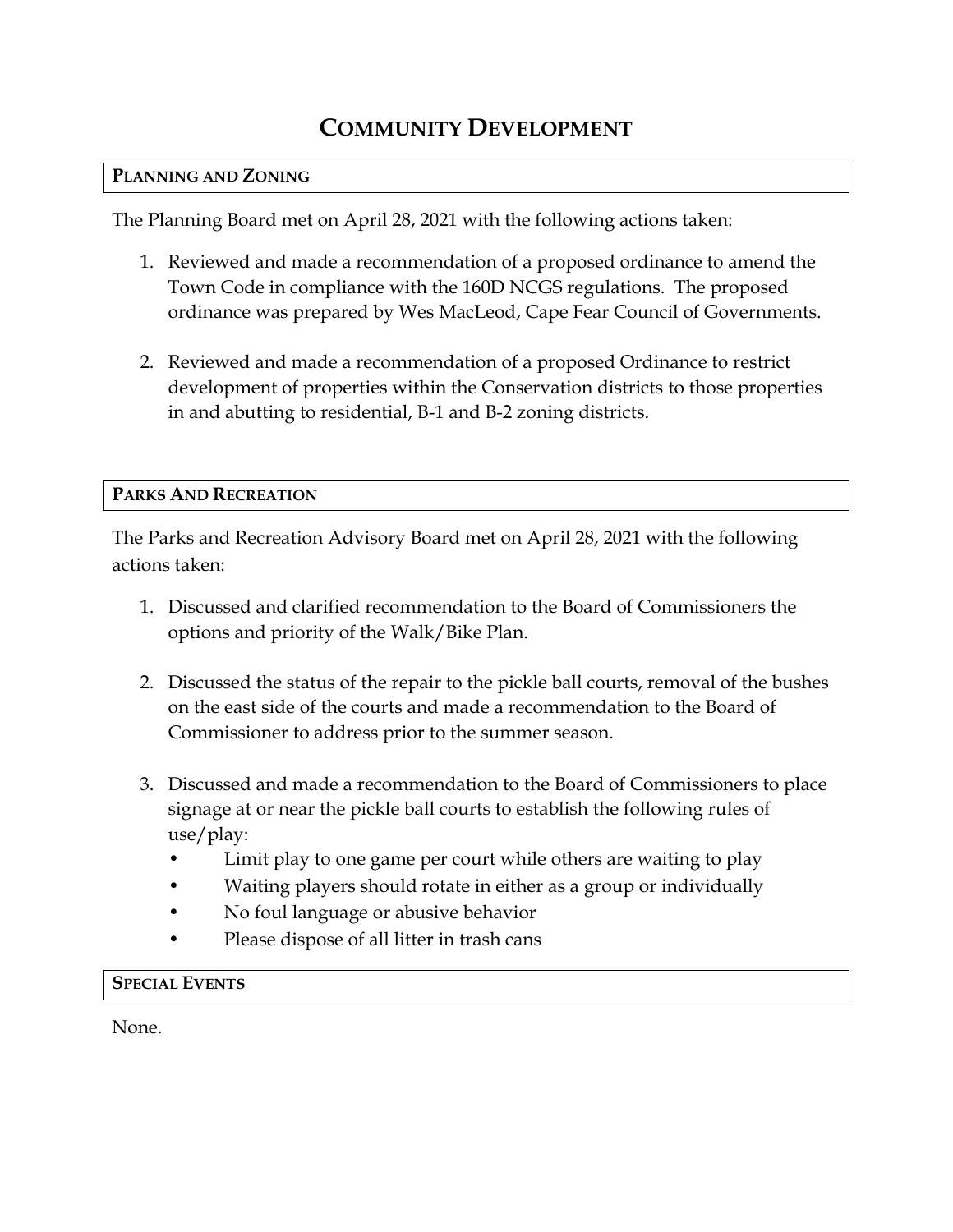# Community Development

## Planning and Zoning

The Planning Board met on April 28, 2021 with the following actions taken:

1. Reviewed and made a recommendation of a proposed ordinance to amend the Town Code in compliance with the 160D NCGS regulations. The proposed ordinance was prepared by Wes MacLeod, Cape Fear Council of Governments.

2. Reviewed and made a recommendation of a proposed Ordinance to restrict development of properties within the Conservation districts to those properties in and abutting to residential, B-1 and B-2 zoning districts.

## Parks And Recreation

The Parks and Recreation Advisory Board met on April 28, 2021 with the following actions taken:

1. Discussed and clarified recommendation to the Board of Commissioners the options and priority of the Walk/Bike Plan.

2. Discussed the status of the repair to the pickle ball courts, removal of the bushes on the east side of the courts and made a recommendation to the Board of Commissioner to address prior to the summer season.

3. Discussed and made a recommendation to the Board of Commissioners to place signage at or near the pickle ball courts to establish the following rules of use/play:
   - Limit play to one game per court while others are waiting to play
   - Waiting players should rotate in either as a group or individually
   - No foul language or abusive behavior
   - Please dispose of all litter in trash cans

## Special Events

None.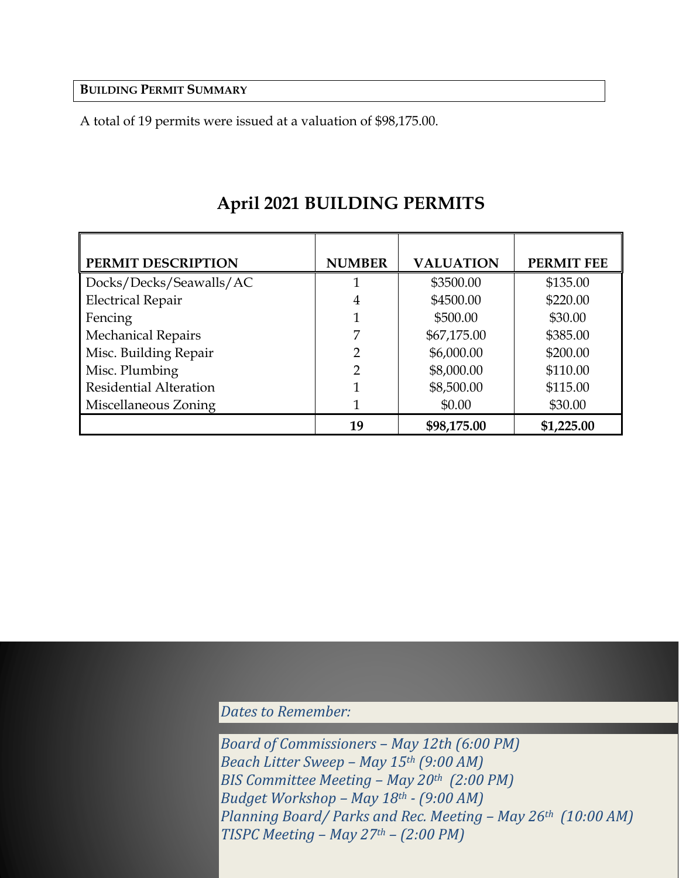**BUILDING PERMIT SUMMARY**

A total of 19 permits were issued at a valuation of $98,175.00.

## April 2021 BUILDING PERMITS

| PERMIT DESCRIPTION | NUMBER | VALUATION | PERMIT FEE |
|---|---|---|---|
| Docks/Decks/Seawalls/AC | 1 | $3500.00 | $135.00 |
| Electrical Repair | 4 | $4500.00 | $220.00 |
| Fencing | 1 | $500.00 | $30.00 |
| Mechanical Repairs | 7 | $67,175.00 | $385.00 |
| Misc. Building Repair | 2 | $6,000.00 | $200.00 |
| Misc. Plumbing | 2 | $8,000.00 | $110.00 |
| Residential Alteration | 1 | $8,500.00 | $115.00 |
| Miscellaneous Zoning | 1 | $0.00 | $30.00 |
| | **19** | **$98,175.00** | **$1,225.00** |

*Dates to Remember:*

*Board of Commissioners – May 12th (6:00 PM)*
*Beach Litter Sweep – May 15th (9:00 AM)*
*BIS Committee Meeting – May 20th (2:00 PM)*
*Budget Workshop – May 18th - (9:00 AM)*
*Planning Board/ Parks and Rec. Meeting – May 26th (10:00 AM)*
*TISPC Meeting – May 27th – (2:00 PM)*